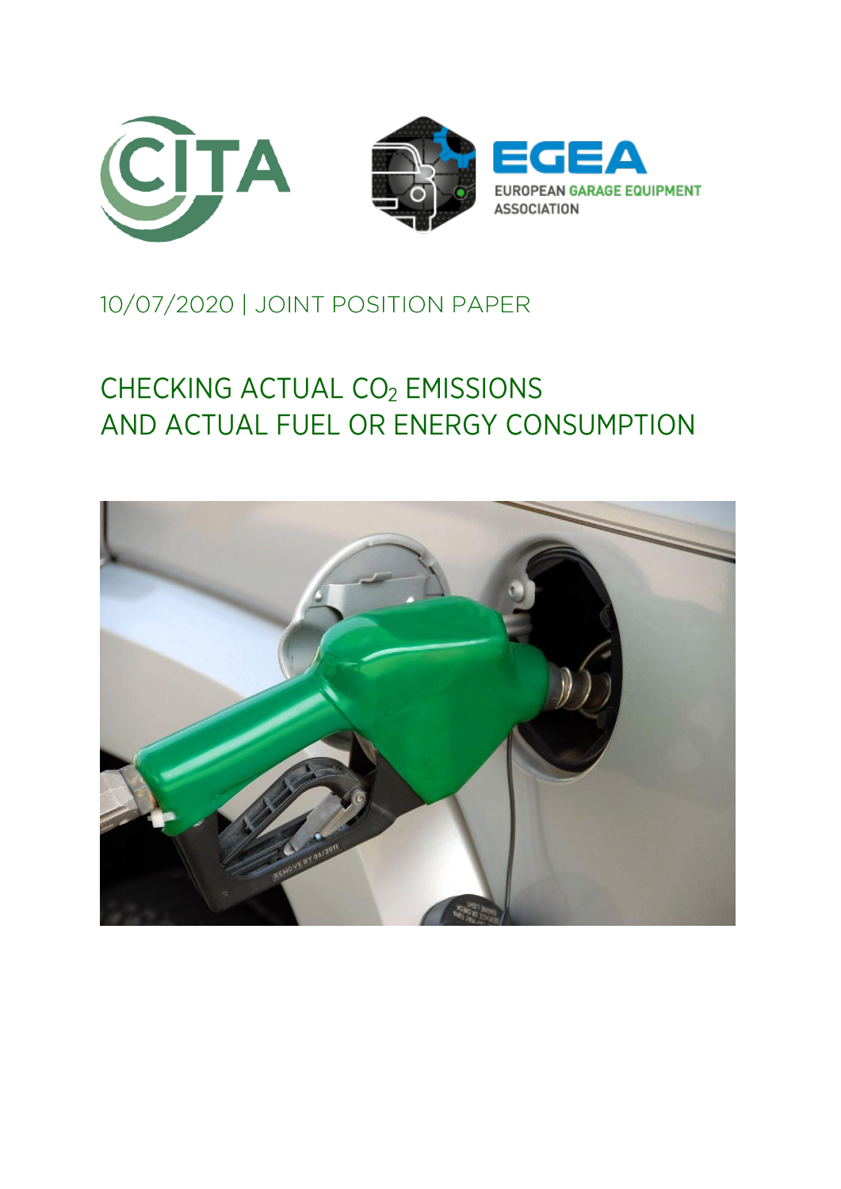CITA

EGEA

EUROPEAN GARAGE EQUIPMENT ASSOCIATION

10/07/2020 | JOINT POSITION PAPER

# CHECKING ACTUAL $CO_2$ EMISSIONS AND ACTUAL FUEL OR ENERGY CONSUMPTION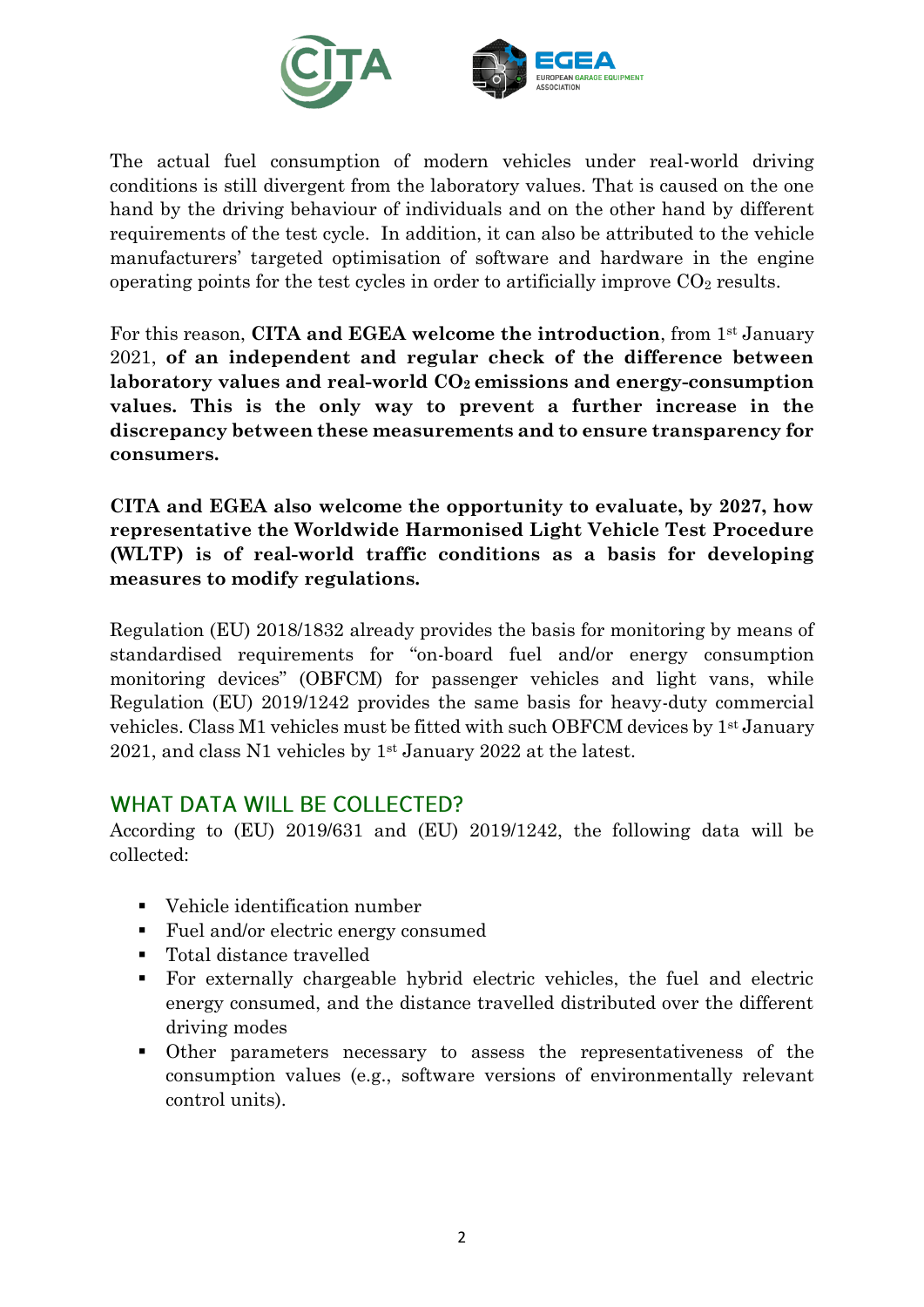The actual fuel consumption of modern vehicles under real-world driving conditions is still divergent from the laboratory values. That is caused on the one hand by the driving behaviour of individuals and on the other hand by different requirements of the test cycle. In addition, it can also be attributed to the vehicle manufacturers' targeted optimisation of software and hardware in the engine operating points for the test cycles in order to artificially improve $CO_2$ results.

For this reason, **CITA and EGEA welcome the introduction**, from 1st January 2021, **of an independent and regular check of the difference between laboratory values and real-world $CO_2$ emissions and energy-consumption values. This is the only way to prevent a further increase in the discrepancy between these measurements and to ensure transparency for consumers.**

**CITA and EGEA also welcome the opportunity to evaluate, by 2027, how representative the Worldwide Harmonised Light Vehicle Test Procedure (WLTP) is of real-world traffic conditions as a basis for developing measures to modify regulations.**

Regulation (EU) 2018/1832 already provides the basis for monitoring by means of standardised requirements for "on-board fuel and/or energy consumption monitoring devices" (OBFCM) for passenger vehicles and light vans, while Regulation (EU) 2019/1242 provides the same basis for heavy-duty commercial vehicles. Class M1 vehicles must be fitted with such OBFCM devices by 1st January 2021, and class N1 vehicles by 1st January 2022 at the latest.

## WHAT DATA WILL BE COLLECTED?

According to (EU) 2019/631 and (EU) 2019/1242, the following data will be collected:

- Vehicle identification number
- Fuel and/or electric energy consumed
- Total distance travelled
- For externally chargeable hybrid electric vehicles, the fuel and electric energy consumed, and the distance travelled distributed over the different driving modes
- Other parameters necessary to assess the representativeness of the consumption values (e.g., software versions of environmentally relevant control units).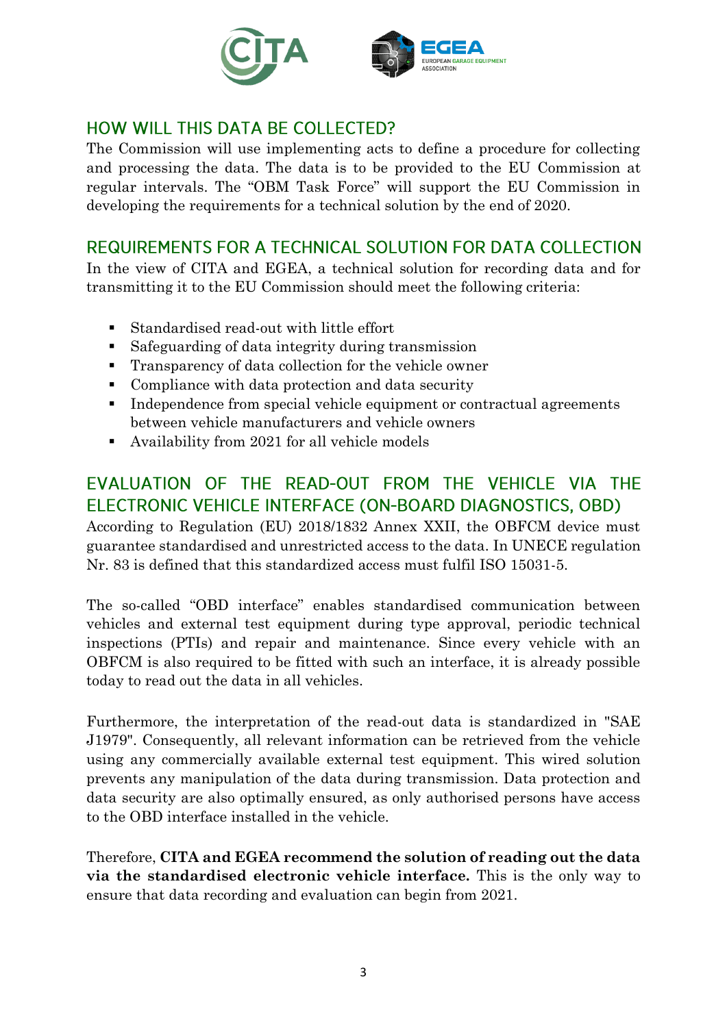## HOW WILL THIS DATA BE COLLECTED?

The Commission will use implementing acts to define a procedure for collecting and processing the data. The data is to be provided to the EU Commission at regular intervals. The "OBM Task Force" will support the EU Commission in developing the requirements for a technical solution by the end of 2020.

## REQUIREMENTS FOR A TECHNICAL SOLUTION FOR DATA COLLECTION

In the view of CITA and EGEA, a technical solution for recording data and for transmitting it to the EU Commission should meet the following criteria:

- Standardised read-out with little effort
- Safeguarding of data integrity during transmission
- Transparency of data collection for the vehicle owner
- Compliance with data protection and data security
- Independence from special vehicle equipment or contractual agreements between vehicle manufacturers and vehicle owners
- Availability from 2021 for all vehicle models

## EVALUATION OF THE READ-OUT FROM THE VEHICLE VIA THE ELECTRONIC VEHICLE INTERFACE (ON-BOARD DIAGNOSTICS, OBD)

According to Regulation (EU) 2018/1832 Annex XXII, the OBFCM device must guarantee standardised and unrestricted access to the data. In UNECE regulation Nr. 83 is defined that this standardized access must fulfil ISO 15031-5.

The so-called "OBD interface" enables standardised communication between vehicles and external test equipment during type approval, periodic technical inspections (PTIs) and repair and maintenance. Since every vehicle with an OBFCM is also required to be fitted with such an interface, it is already possible today to read out the data in all vehicles.

Furthermore, the interpretation of the read-out data is standardized in "SAE J1979". Consequently, all relevant information can be retrieved from the vehicle using any commercially available external test equipment. This wired solution prevents any manipulation of the data during transmission. Data protection and data security are also optimally ensured, as only authorised persons have access to the OBD interface installed in the vehicle.

Therefore, **CITA and EGEA recommend the solution of reading out the data via the standardised electronic vehicle interface.** This is the only way to ensure that data recording and evaluation can begin from 2021.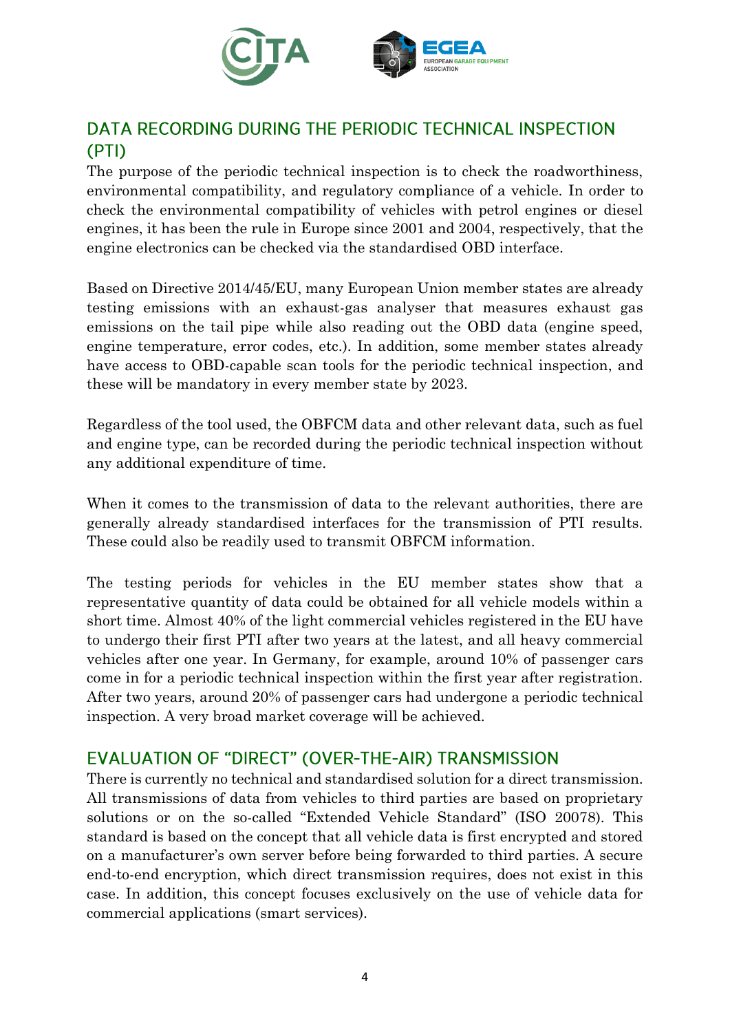## DATA RECORDING DURING THE PERIODIC TECHNICAL INSPECTION (PTI)

The purpose of the periodic technical inspection is to check the roadworthiness, environmental compatibility, and regulatory compliance of a vehicle. In order to check the environmental compatibility of vehicles with petrol engines or diesel engines, it has been the rule in Europe since 2001 and 2004, respectively, that the engine electronics can be checked via the standardised OBD interface.

Based on Directive 2014/45/EU, many European Union member states are already testing emissions with an exhaust-gas analyser that measures exhaust gas emissions on the tail pipe while also reading out the OBD data (engine speed, engine temperature, error codes, etc.). In addition, some member states already have access to OBD-capable scan tools for the periodic technical inspection, and these will be mandatory in every member state by 2023.

Regardless of the tool used, the OBFCM data and other relevant data, such as fuel and engine type, can be recorded during the periodic technical inspection without any additional expenditure of time.

When it comes to the transmission of data to the relevant authorities, there are generally already standardised interfaces for the transmission of PTI results. These could also be readily used to transmit OBFCM information.

The testing periods for vehicles in the EU member states show that a representative quantity of data could be obtained for all vehicle models within a short time. Almost 40% of the light commercial vehicles registered in the EU have to undergo their first PTI after two years at the latest, and all heavy commercial vehicles after one year. In Germany, for example, around 10% of passenger cars come in for a periodic technical inspection within the first year after registration. After two years, around 20% of passenger cars had undergone a periodic technical inspection. A very broad market coverage will be achieved.

## EVALUATION OF "DIRECT" (OVER-THE-AIR) TRANSMISSION

There is currently no technical and standardised solution for a direct transmission. All transmissions of data from vehicles to third parties are based on proprietary solutions or on the so-called "Extended Vehicle Standard" (ISO 20078). This standard is based on the concept that all vehicle data is first encrypted and stored on a manufacturer's own server before being forwarded to third parties. A secure end-to-end encryption, which direct transmission requires, does not exist in this case. In addition, this concept focuses exclusively on the use of vehicle data for commercial applications (smart services).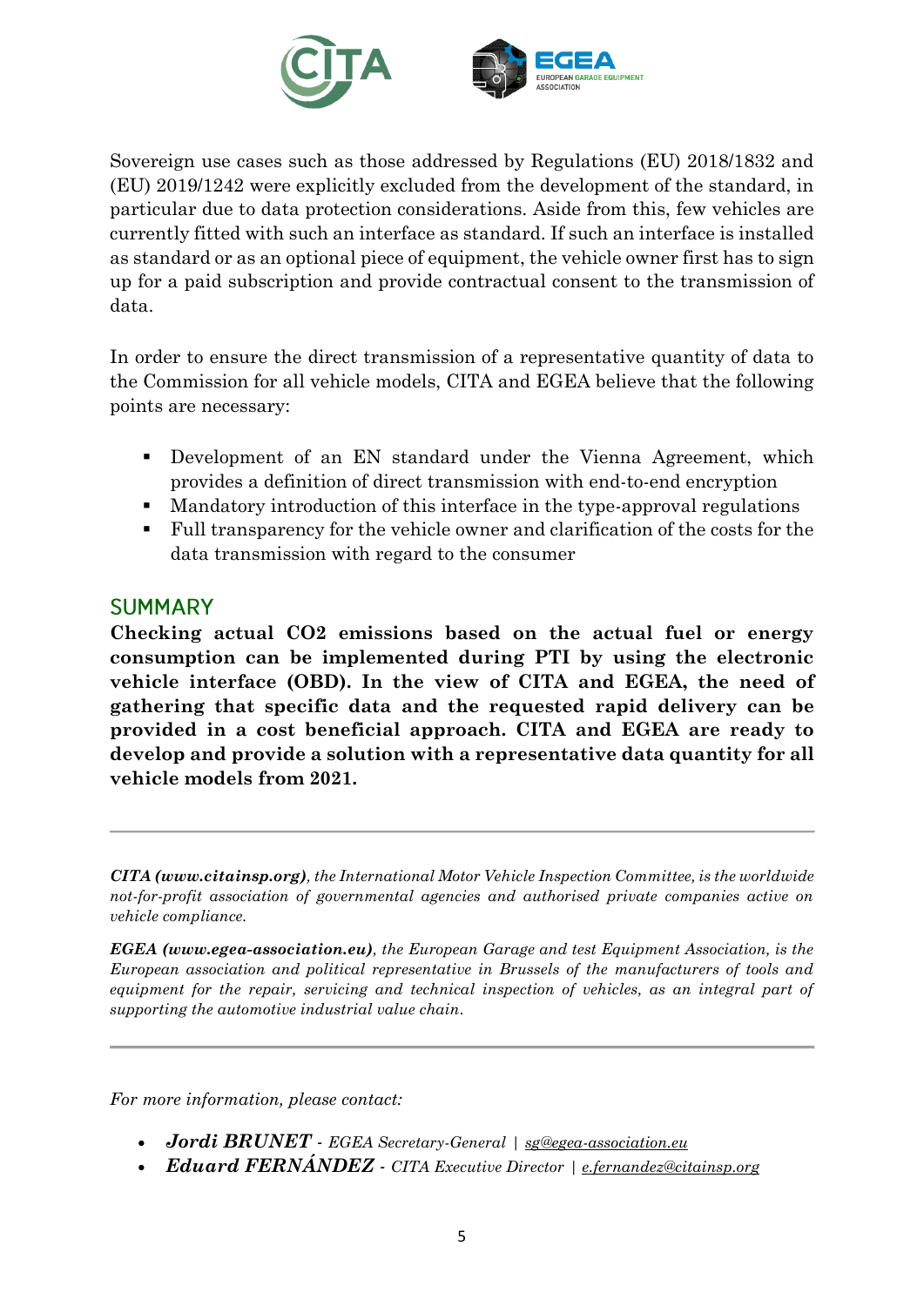Sovereign use cases such as those addressed by Regulations (EU) 2018/1832 and (EU) 2019/1242 were explicitly excluded from the development of the standard, in particular due to data protection considerations. Aside from this, few vehicles are currently fitted with such an interface as standard. If such an interface is installed as standard or as an optional piece of equipment, the vehicle owner first has to sign up for a paid subscription and provide contractual consent to the transmission of data.

In order to ensure the direct transmission of a representative quantity of data to the Commission for all vehicle models, CITA and EGEA believe that the following points are necessary:

- Development of an EN standard under the Vienna Agreement, which provides a definition of direct transmission with end-to-end encryption
- Mandatory introduction of this interface in the type-approval regulations
- Full transparency for the vehicle owner and clarification of the costs for the data transmission with regard to the consumer

## SUMMARY

**Checking actual CO2 emissions based on the actual fuel or energy consumption can be implemented during PTI by using the electronic vehicle interface (OBD). In the view of CITA and EGEA, the need of gathering that specific data and the requested rapid delivery can be provided in a cost beneficial approach. CITA and EGEA are ready to develop and provide a solution with a representative data quantity for all vehicle models from 2021.**

---

***CITA (www.citainsp.org)****, the International Motor Vehicle Inspection Committee, is the worldwide not-for-profit association of governmental agencies and authorised private companies active on vehicle compliance.*

***EGEA (www.egea-association.eu)****, the European Garage and test Equipment Association, is the European association and political representative in Brussels of the manufacturers of tools and equipment for the repair, servicing and technical inspection of vehicles, as an integral part of supporting the automotive industrial value chain.*

---

*For more information, please contact:*

- ***Jordi BRUNET*** *- EGEA Secretary-General | sg@egea-association.eu*
- ***Eduard FERNÁNDEZ*** *- CITA Executive Director | e.fernandez@citainsp.org*